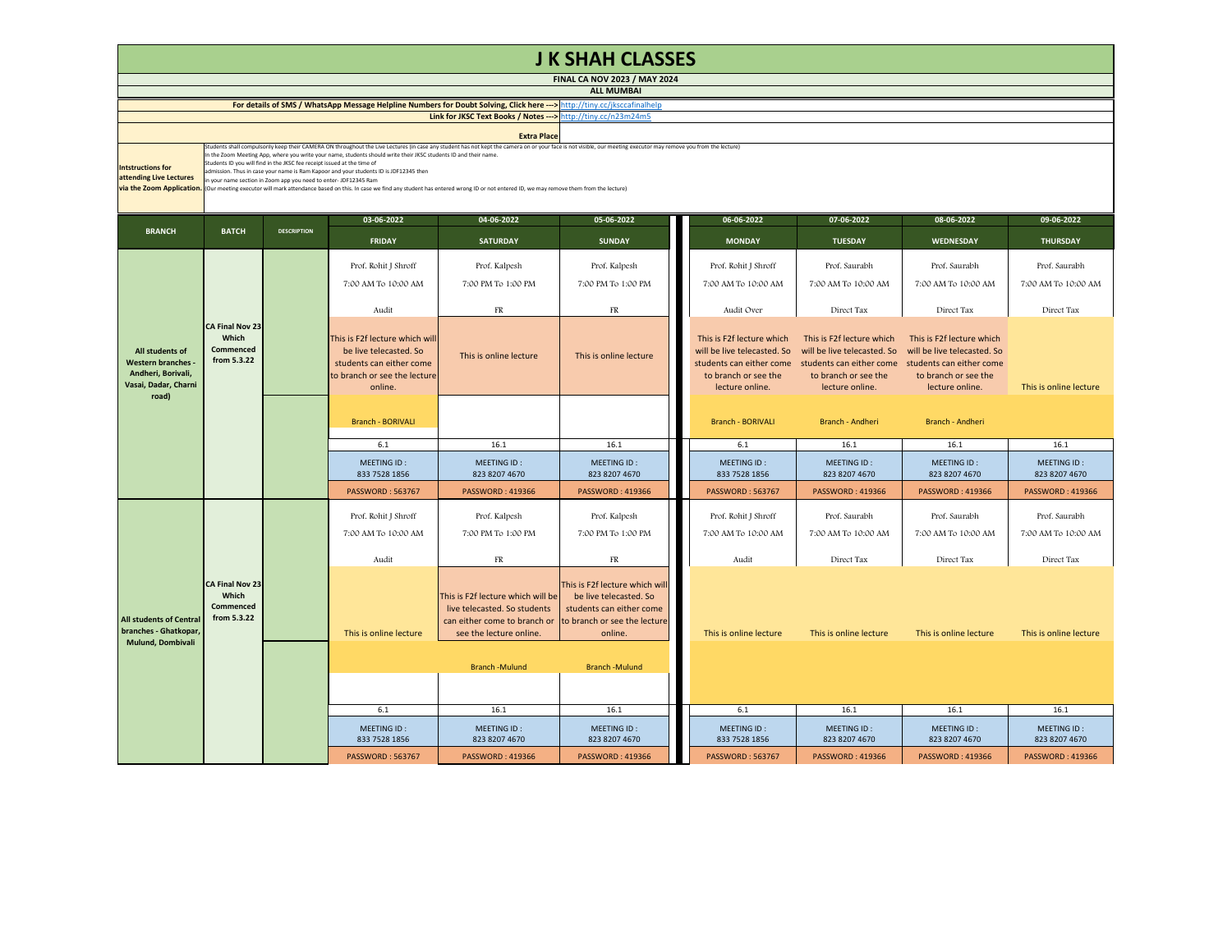# J K SHAH CLASSES

**FINAL CA NOV 2023 / MAY 2024**

**ALL MUMBAI**

**For details of SMS / WhatsApp Message Helpline Numbers for Doubt Solving, Click here --->** http://tiny.cc/jksccafinalhelp

**Link for JKSC Text Books / Notes --->** http://tiny.cc/n23m24m5

**Extra Place**

**Intstructions for attending Live Lectures via the Zoom Application.**

Students shall compulsorily keep their CAMERA ON throughout the Live Lectures (in case any student has not kept the camera on or your face is not visible, our meeting executor may remove you from the lecture)
In the Zoom Meeting App, where you write your name, students should write their JKSC students ID and their name.
Students ID you will find in the JKSC fee receipt issued at the time of admission. Thus in case your name is Ram Kapoor and your students ID is JDF12345 then in your name section in Zoom app you need to enter- JDF12345 Ram
(Our meeting executor will mark attendance based on this. In case we find any student has entered wrong ID or not entered ID, we may remove them from the lecture)

| BRANCH | BATCH | DESCRIPTION | 03-06-2022 FRIDAY | 04-06-2022 SATURDAY | 05-06-2022 SUNDAY | 06-06-2022 MONDAY | 07-06-2022 TUESDAY | 08-06-2022 WEDNESDAY | 09-06-2022 THURSDAY |
|---|---|---|---|---|---|---|---|---|---|
| All students of Western branches - Andheri, Borivali, Vasai, Dadar, Charni road) | CA Final Nov 23 Which Commenced from 5.3.22 | | Prof. Rohit J Shroff | Prof. Kalpesh | Prof. Kalpesh | Prof. Rohit J Shroff | Prof. Saurabh | Prof. Saurabh | Prof. Saurabh |
| | | | 7:00 AM To 10:00 AM | 7:00 PM To 1:00 PM | 7:00 PM To 1:00 PM | 7:00 AM To 10:00 AM | 7:00 AM To 10:00 AM | 7:00 AM To 10:00 AM | 7:00 AM To 10:00 AM |
| | | | Audit | FR | FR | Audit Over | Direct Tax | Direct Tax | Direct Tax |
| | | | This is F2f lecture which will be live telecasted. So students can either come to branch or see the lecture online. | This is online lecture | This is online lecture | This is F2f lecture which will be live telecasted. So students can either come to branch or see the lecture online. | This is F2f lecture which will be live telecasted. So students can either come to branch or see the lecture online. | This is F2f lecture which will be live telecasted. So students can either come to branch or see the lecture online. | This is online lecture |
| | | | Branch - BORIVALI | | | Branch - BORIVALI | Branch - Andheri | Branch - Andheri | |
| | | | 6.1 | 16.1 | 16.1 | 6.1 | 16.1 | 16.1 | 16.1 |
| | | | MEETING ID : 833 7528 1856 | MEETING ID : 823 8207 4670 | MEETING ID : 823 8207 4670 | MEETING ID : 833 7528 1856 | MEETING ID : 823 8207 4670 | MEETING ID : 823 8207 4670 | MEETING ID : 823 8207 4670 |
| | | | PASSWORD : 563767 | PASSWORD : 419366 | PASSWORD : 419366 | PASSWORD : 563767 | PASSWORD : 419366 | PASSWORD : 419366 | PASSWORD : 419366 |
| All students of Central branches - Ghatkopar, Mulund, Dombivali | CA Final Nov 23 Which Commenced from 5.3.22 | | Prof. Rohit J Shroff | Prof. Kalpesh | Prof. Kalpesh | Prof. Rohit J Shroff | Prof. Saurabh | Prof. Saurabh | Prof. Saurabh |
| | | | 7:00 AM To 10:00 AM | 7:00 PM To 1:00 PM | 7:00 PM To 1:00 PM | 7:00 AM To 10:00 AM | 7:00 AM To 10:00 AM | 7:00 AM To 10:00 AM | 7:00 AM To 10:00 AM |
| | | | Audit | FR | FR | Audit | Direct Tax | Direct Tax | Direct Tax |
| | | | This is online lecture | This is F2f lecture which will be live telecasted. So students can either come to branch or see the lecture online. | This is F2f lecture which will be live telecasted. So students can either come to branch or see the lecture online. | This is online lecture | This is online lecture | This is online lecture | This is online lecture |
| | | | | Branch -Mulund | Branch -Mulund | | | | |
| | | | 6.1 | 16.1 | 16.1 | 6.1 | 16.1 | 16.1 | 16.1 |
| | | | MEETING ID : 833 7528 1856 | MEETING ID : 823 8207 4670 | MEETING ID : 823 8207 4670 | MEETING ID : 833 7528 1856 | MEETING ID : 823 8207 4670 | MEETING ID : 823 8207 4670 | MEETING ID : 823 8207 4670 |
| | | | PASSWORD : 563767 | PASSWORD : 419366 | PASSWORD : 419366 | PASSWORD : 563767 | PASSWORD : 419366 | PASSWORD : 419366 | PASSWORD : 419366 |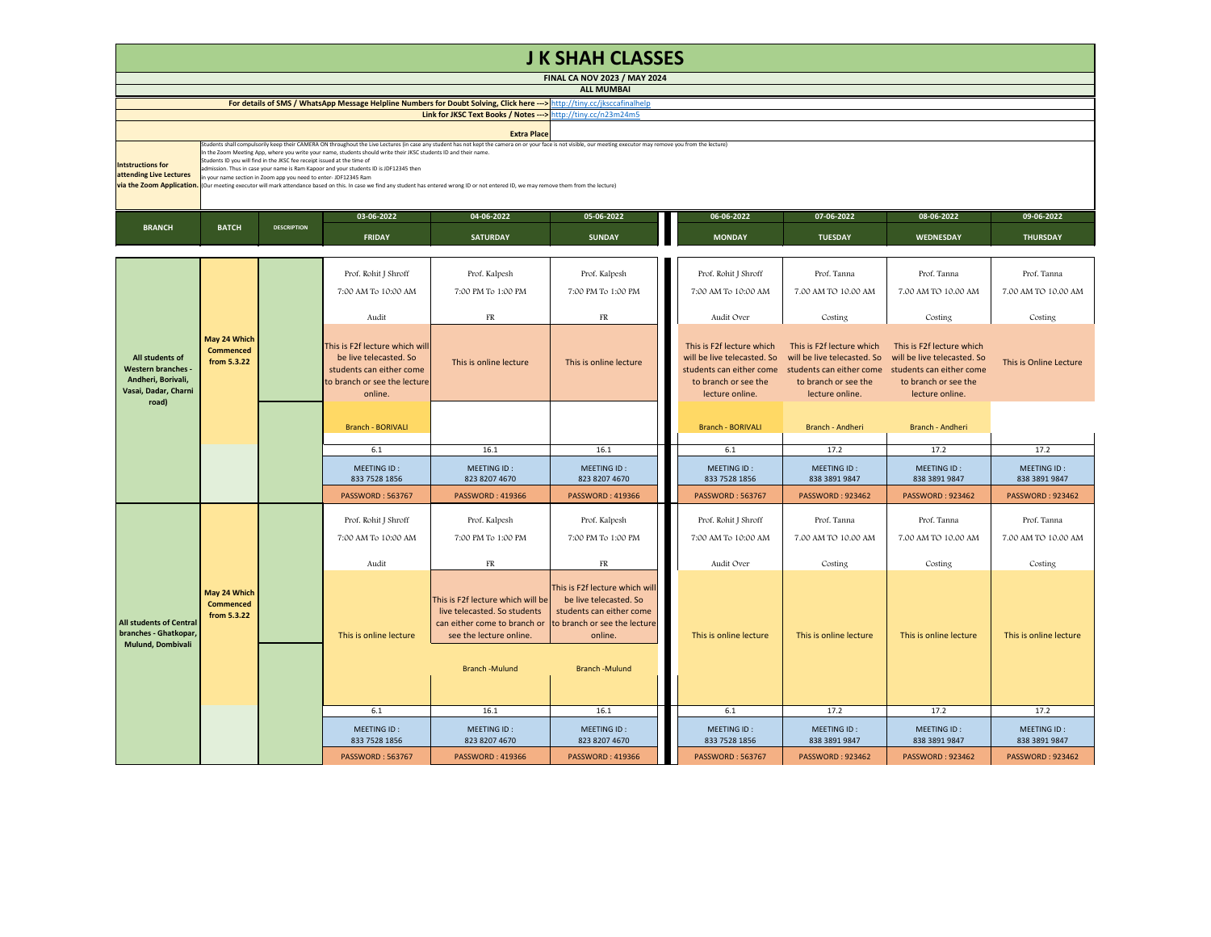# J K SHAH CLASSES

**FINAL CA NOV 2023 / MAY 2024**

**ALL MUMBAI**

**For details of SMS / WhatsApp Message Helpline Numbers for Doubt Solving, Click here --->** http://tiny.cc/jksccafinalhelp

**Link for JKSC Text Books / Notes --->** http://tiny.cc/n23m24m5

**Extra Place**

**Intstructions for attending Live Lectures via the Zoom Application.**

Students shall compulsorily keep their CAMERA ON throughout the Live Lectures (in case any student has not kept the camera on or your face is not visible, our meeting executor may remove you from the lecture)
In the Zoom Meeting App, where you write your name, students should write their JKSC students ID and their name.
Students ID you will find in the JKSC fee receipt issued at the time of admission. Thus in case your name is Ram Kapoor and your students ID is JDF12345 then in your name section in Zoom app you need to enter- JDF12345 Ram
(Our meeting executor will mark attendance based on this. In case we find any student has entered wrong ID or not entered ID, we may remove them from the lecture)

| BRANCH | BATCH | DESCRIPTION | 03-06-2022 FRIDAY | 04-06-2022 SATURDAY | 05-06-2022 SUNDAY | 06-06-2022 MONDAY | 07-06-2022 TUESDAY | 08-06-2022 WEDNESDAY | 09-06-2022 THURSDAY |
|---|---|---|---|---|---|---|---|---|---|
| All students of Western branches - Andheri, Borivali, Vasai, Dadar, Charni road) | May 24 Which Commenced from 5.3.22 | | Prof. Rohit J Shroff | Prof. Kalpesh | Prof. Kalpesh | Prof. Rohit J Shroff | Prof. Tanna | Prof. Tanna | Prof. Tanna |
| | | | 7:00 AM To 10:00 AM | 7:00 PM To 1:00 PM | 7:00 PM To 1:00 PM | 7:00 AM To 10:00 AM | 7.00 AM TO 10.00 AM | 7.00 AM TO 10.00 AM | 7.00 AM TO 10.00 AM |
| | | | Audit | FR | FR | Audit Over | Costing | Costing | Costing |
| | | | This is F2f lecture which will be live telecasted. So students can either come to branch or see the lecture online. | This is online lecture | This is online lecture | This is F2f lecture which will be live telecasted. So students can either come to branch or see the lecture online. | This is F2f lecture which will be live telecasted. So students can either come to branch or see the lecture online. | This is F2f lecture which will be live telecasted. So students can either come to branch or see the lecture online. | This is Online Lecture |
| | | | Branch - BORIVALI | | | Branch - BORIVALI | Branch - Andheri | Branch - Andheri | |
| | | | 6.1 | 16.1 | 16.1 | 6.1 | 17.2 | 17.2 | 17.2 |
| | | | MEETING ID : 833 7528 1856 | MEETING ID : 823 8207 4670 | MEETING ID : 823 8207 4670 | MEETING ID : 833 7528 1856 | MEETING ID : 838 3891 9847 | MEETING ID : 838 3891 9847 | MEETING ID : 838 3891 9847 |
| | | | PASSWORD : 563767 | PASSWORD : 419366 | PASSWORD : 419366 | PASSWORD : 563767 | PASSWORD : 923462 | PASSWORD : 923462 | PASSWORD : 923462 |
| All students of Central branches - Ghatkopar, Mulund, Dombivali | May 24 Which Commenced from 5.3.22 | | Prof. Rohit J Shroff | Prof. Kalpesh | Prof. Kalpesh | Prof. Rohit J Shroff | Prof. Tanna | Prof. Tanna | Prof. Tanna |
| | | | 7:00 AM To 10:00 AM | 7:00 PM To 1:00 PM | 7:00 PM To 1:00 PM | 7:00 AM To 10:00 AM | 7.00 AM TO 10.00 AM | 7.00 AM TO 10.00 AM | 7.00 AM TO 10.00 AM |
| | | | Audit | FR | FR | Audit Over | Costing | Costing | Costing |
| | | | This is online lecture | This is F2f lecture which will be live telecasted. So students can either come to branch or see the lecture online. | This is F2f lecture which will be live telecasted. So students can either come to branch or see the lecture online. | This is online lecture | This is online lecture | This is online lecture | This is online lecture |
| | | | | Branch -Mulund | Branch -Mulund | | | | |
| | | | 6.1 | 16.1 | 16.1 | 6.1 | 17.2 | 17.2 | 17.2 |
| | | | MEETING ID : 833 7528 1856 | MEETING ID : 823 8207 4670 | MEETING ID : 823 8207 4670 | MEETING ID : 833 7528 1856 | MEETING ID : 838 3891 9847 | MEETING ID : 838 3891 9847 | MEETING ID : 838 3891 9847 |
| | | | PASSWORD : 563767 | PASSWORD : 419366 | PASSWORD : 419366 | PASSWORD : 563767 | PASSWORD : 923462 | PASSWORD : 923462 | PASSWORD : 923462 |